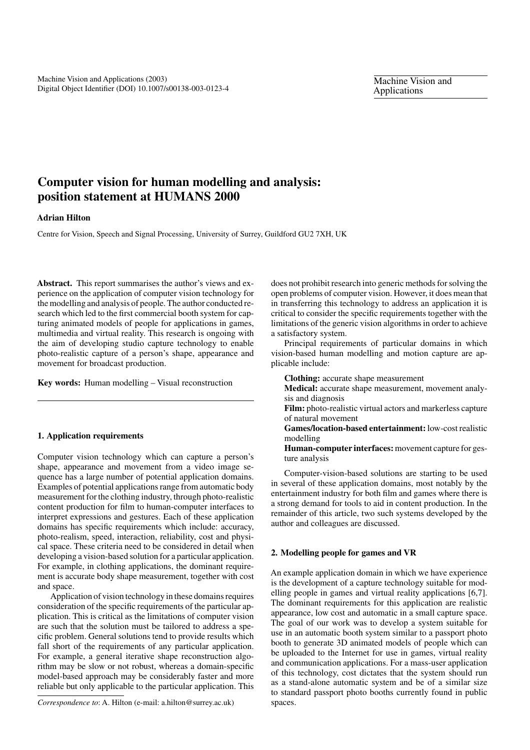# Computer vision for human modelling and analysis: position statement at HUMANS 2000

**Adrian Hilton**

Centre for Vision, Speech and Signal Processing, University of Surrey, Guildford GU2 7XH, UK

**Abstract.** This report summarises the author's views and experience on the application of computer vision technology for the modelling and analysis of people. The author conducted research which led to the first commercial booth system for capturing animated models of people for applications in games, multimedia and virtual reality. This research is ongoing with the aim of developing studio capture technology to enable photo-realistic capture of a person's shape, appearance and movement for broadcast production.

**Key words:** Human modelling – Visual reconstruction

## 1. Application requirements

Computer vision technology which can capture a person's shape, appearance and movement from a video image sequence has a large number of potential application domains. Examples of potential applications range from automatic body measurement for the clothing industry, through photo-realistic content production for film to human-computer interfaces to interpret expressions and gestures. Each of these application domains has specific requirements which include: accuracy, photo-realism, speed, interaction, reliability, cost and physical space. These criteria need to be considered in detail when developing a vision-based solution for a particular application. For example, in clothing applications, the dominant requirement is accurate body shape measurement, together with cost and space.

Application of vision technology in these domains requires consideration of the specific requirements of the particular application. This is critical as the limitations of computer vision are such that the solution must be tailored to address a specific problem. General solutions tend to provide results which fall short of the requirements of any particular application. For example, a general iterative shape reconstruction algorithm may be slow or not robust, whereas a domain-specific model-based approach may be considerably faster and more reliable but only applicable to the particular application. This does not prohibit research into generic methods for solving the open problems of computer vision. However, it does mean that in transferring this technology to address an application it is critical to consider the specific requirements together with the limitations of the generic vision algorithms in order to achieve a satisfactory system.

Principal requirements of particular domains in which vision-based human modelling and motion capture are applicable include:

**Clothing:** accurate shape measurement
**Medical:** accurate shape measurement, movement analysis and diagnosis
**Film:** photo-realistic virtual actors and markerless capture of natural movement
**Games/location-based entertainment:** low-cost realistic modelling
**Human-computer interfaces:** movement capture for gesture analysis

Computer-vision-based solutions are starting to be used in several of these application domains, most notably by the entertainment industry for both film and games where there is a strong demand for tools to aid in content production. In the remainder of this article, two such systems developed by the author and colleagues are discussed.

## 2. Modelling people for games and VR

An example application domain in which we have experience is the development of a capture technology suitable for modelling people in games and virtual reality applications [6,7]. The dominant requirements for this application are realistic appearance, low cost and automatic in a small capture space. The goal of our work was to develop a system suitable for use in an automatic booth system similar to a passport photo booth to generate 3D animated models of people which can be uploaded to the Internet for use in games, virtual reality and communication applications. For a mass-user application of this technology, cost dictates that the system should run as a stand-alone automatic system and be of a similar size to standard passport photo booths currently found in public spaces.

*Correspondence to*: A. Hilton (e-mail: a.hilton@surrey.ac.uk)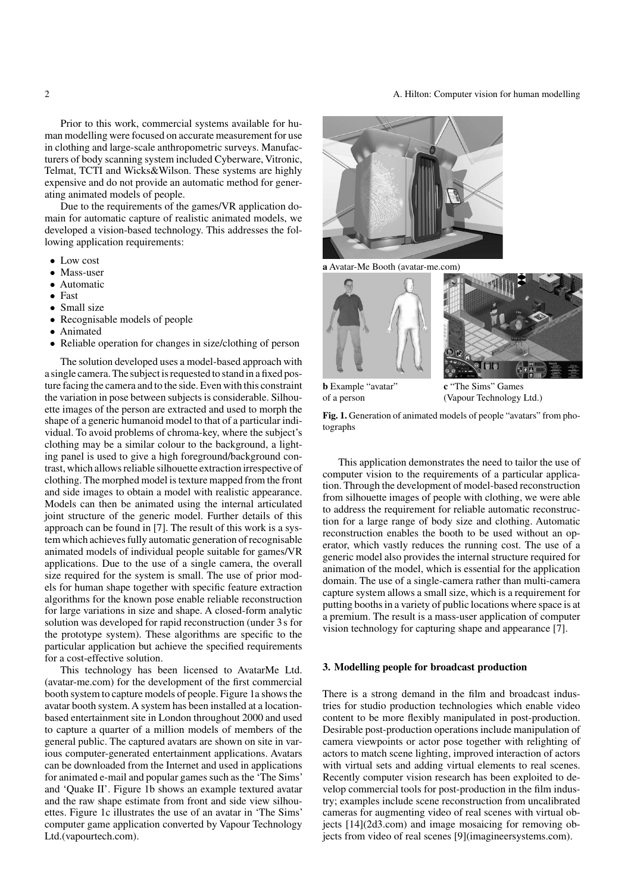Prior to this work, commercial systems available for human modelling were focused on accurate measurement for use in clothing and large-scale anthropometric surveys. Manufacturers of body scanning system included Cyberware, Vitronic, Telmat, TCTI and Wicks&Wilson. These systems are highly expensive and do not provide an automatic method for generating animated models of people.

Due to the requirements of the games/VR application domain for automatic capture of realistic animated models, we developed a vision-based technology. This addresses the following application requirements:

- Low cost
- Mass-user
- Automatic
- Fast
- Small size
- Recognisable models of people
- Animated
- Reliable operation for changes in size/clothing of person

The solution developed uses a model-based approach with a single camera. The subject is requested to stand in a fixed posture facing the camera and to the side. Even with this constraint the variation in pose between subjects is considerable. Silhouette images of the person are extracted and used to morph the shape of a generic humanoid model to that of a particular individual. To avoid problems of chroma-key, where the subject's clothing may be a similar colour to the background, a lighting panel is used to give a high foreground/background contrast, which allows reliable silhouette extraction irrespective of clothing. The morphed model is texture mapped from the front and side images to obtain a model with realistic appearance. Models can then be animated using the internal articulated joint structure of the generic model. Further details of this approach can be found in [7]. The result of this work is a system which achieves fully automatic generation of recognisable animated models of individual people suitable for games/VR applications. Due to the use of a single camera, the overall size required for the system is small. The use of prior models for human shape together with specific feature extraction algorithms for the known pose enable reliable reconstruction for large variations in size and shape. A closed-form analytic solution was developed for rapid reconstruction (under 3 s for the prototype system). These algorithms are specific to the particular application but achieve the specified requirements for a cost-effective solution.

This technology has been licensed to AvatarMe Ltd. (avatar-me.com) for the development of the first commercial booth system to capture models of people. Figure 1a shows the avatar booth system. A system has been installed at a location-based entertainment site in London throughout 2000 and used to capture a quarter of a million models of members of the general public. The captured avatars are shown on site in various computer-generated entertainment applications. Avatars can be downloaded from the Internet and used in applications for animated e-mail and popular games such as the 'The Sims' and 'Quake II'. Figure 1b shows an example textured avatar and the raw shape estimate from front and side view silhouettes. Figure 1c illustrates the use of an avatar in 'The Sims' computer game application converted by Vapour Technology Ltd.(vapourtech.com).

**a** Avatar-Me Booth (avatar-me.com)

**b** Example "avatar" of a person

**c** "The Sims" Games (Vapour Technology Ltd.)

**Fig. 1.** Generation of animated models of people "avatars" from photographs

This application demonstrates the need to tailor the use of computer vision to the requirements of a particular application. Through the development of model-based reconstruction from silhouette images of people with clothing, we were able to address the requirement for reliable automatic reconstruction for a large range of body size and clothing. Automatic reconstruction enables the booth to be used without an operator, which vastly reduces the running cost. The use of a generic model also provides the internal structure required for animation of the model, which is essential for the application domain. The use of a single-camera rather than multi-camera capture system allows a small size, which is a requirement for putting booths in a variety of public locations where space is at a premium. The result is a mass-user application of computer vision technology for capturing shape and appearance [7].

## 3. Modelling people for broadcast production

There is a strong demand in the film and broadcast industries for studio production technologies which enable video content to be more flexibly manipulated in post-production. Desirable post-production operations include manipulation of camera viewpoints or actor pose together with relighting of actors to match scene lighting, improved interaction of actors with virtual sets and adding virtual elements to real scenes. Recently computer vision research has been exploited to develop commercial tools for post-production in the film industry; examples include scene reconstruction from uncalibrated cameras for augmenting video of real scenes with virtual objects [14](2d3.com) and image mosaicing for removing objects from video of real scenes [9](imagineersystems.com).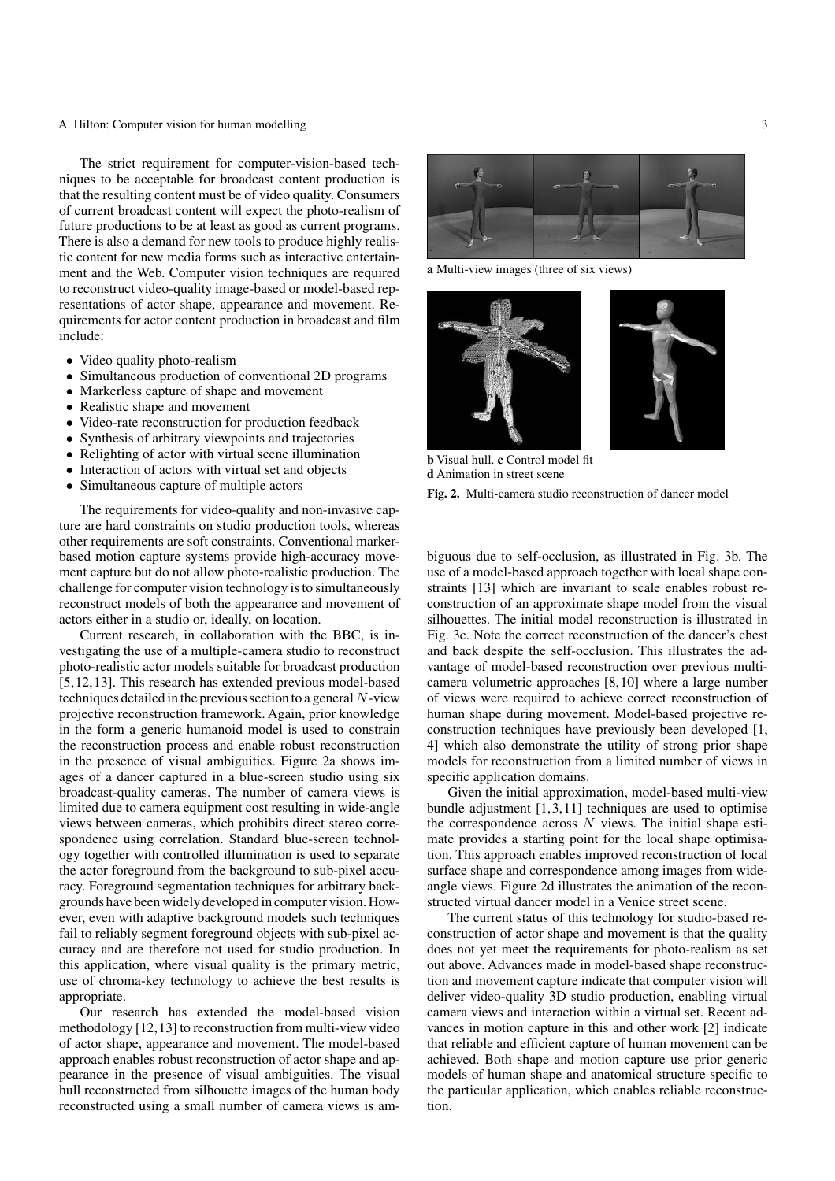The strict requirement for computer-vision-based techniques to be acceptable for broadcast content production is that the resulting content must be of video quality. Consumers of current broadcast content will expect the photo-realism of future productions to be at least as good as current programs. There is also a demand for new tools to produce highly realistic content for new media forms such as interactive entertainment and the Web. Computer vision techniques are required to reconstruct video-quality image-based or model-based representations of actor shape, appearance and movement. Requirements for actor content production in broadcast and film include:

- Video quality photo-realism
- Simultaneous production of conventional 2D programs
- Markerless capture of shape and movement
- Realistic shape and movement
- Video-rate reconstruction for production feedback
- Synthesis of arbitrary viewpoints and trajectories
- Relighting of actor with virtual scene illumination
- Interaction of actors with virtual set and objects
- Simultaneous capture of multiple actors

The requirements for video-quality and non-invasive capture are hard constraints on studio production tools, whereas other requirements are soft constraints. Conventional marker-based motion capture systems provide high-accuracy movement capture but do not allow photo-realistic production. The challenge for computer vision technology is to simultaneously reconstruct models of both the appearance and movement of actors either in a studio or, ideally, on location.

Current research, in collaboration with the BBC, is investigating the use of a multiple-camera studio to reconstruct photo-realistic actor models suitable for broadcast production [5,12,13]. This research has extended previous model-based techniques detailed in the previous section to a general $N$-view projective reconstruction framework. Again, prior knowledge in the form a generic humanoid model is used to constrain the reconstruction process and enable robust reconstruction in the presence of visual ambiguities. Figure 2a shows images of a dancer captured in a blue-screen studio using six broadcast-quality cameras. The number of camera views is limited due to camera equipment cost resulting in wide-angle views between cameras, which prohibits direct stereo correspondence using correlation. Standard blue-screen technology together with controlled illumination is used to separate the actor foreground from the background to sub-pixel accuracy. Foreground segmentation techniques for arbitrary backgrounds have been widely developed in computer vision. However, even with adaptive background models such techniques fail to reliably segment foreground objects with sub-pixel accuracy and are therefore not used for studio production. In this application, where visual quality is the primary metric, use of chroma-key technology to achieve the best results is appropriate.

Our research has extended the model-based vision methodology [12,13] to reconstruction from multi-view video of actor shape, appearance and movement. The model-based approach enables robust reconstruction of actor shape and appearance in the presence of visual ambiguities. The visual hull reconstructed from silhouette images of the human body reconstructed using a small number of camera views is ambiguous due to self-occlusion, as illustrated in Fig. 3b. The use of a model-based approach together with local shape constraints [13] which are invariant to scale enables robust reconstruction of an approximate shape model from the visual silhouettes. The initial model reconstruction is illustrated in Fig. 3c. Note the correct reconstruction of the dancer's chest and back despite the self-occlusion. This illustrates the advantage of model-based reconstruction over previous multi-camera volumetric approaches [8,10] where a large number of views were required to achieve correct reconstruction of human shape during movement. Model-based projective reconstruction techniques have previously been developed [1, 4] which also demonstrate the utility of strong prior shape models for reconstruction from a limited number of views in specific application domains.

**a** Multi-view images (three of six views)

**b** Visual hull. **c** Control model fit
**d** Animation in street scene

**Fig. 2.** Multi-camera studio reconstruction of dancer model

Given the initial approximation, model-based multi-view bundle adjustment [1,3,11] techniques are used to optimise the correspondence across $N$ views. The initial shape estimate provides a starting point for the local shape optimisation. This approach enables improved reconstruction of local surface shape and correspondence among images from wide-angle views. Figure 2d illustrates the animation of the reconstructed virtual dancer model in a Venice street scene.

The current status of this technology for studio-based reconstruction of actor shape and movement is that the quality does not yet meet the requirements for photo-realism as set out above. Advances made in model-based shape reconstruction and movement capture indicate that computer vision will deliver video-quality 3D studio production, enabling virtual camera views and interaction within a virtual set. Recent advances in motion capture in this and other work [2] indicate that reliable and efficient capture of human movement can be achieved. Both shape and motion capture use prior generic models of human shape and anatomical structure specific to the particular application, which enables reliable reconstruction.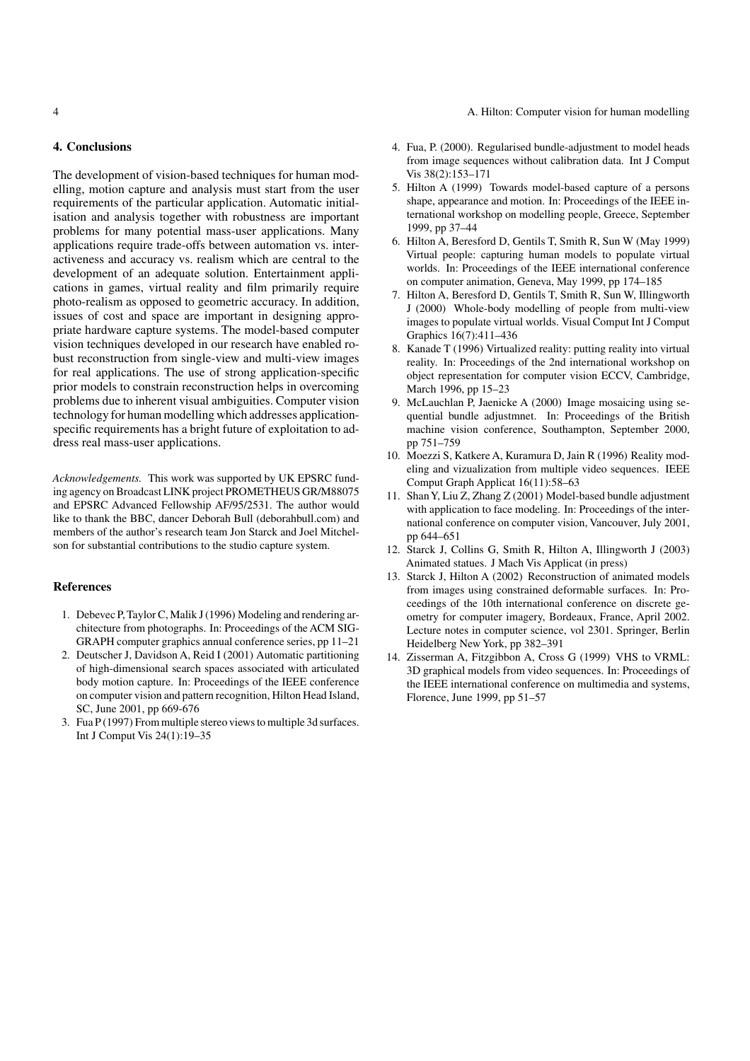## 4. Conclusions

The development of vision-based techniques for human modelling, motion capture and analysis must start from the user requirements of the particular application. Automatic initialisation and analysis together with robustness are important problems for many potential mass-user applications. Many applications require trade-offs between automation vs. interactiveness and accuracy vs. realism which are central to the development of an adequate solution. Entertainment applications in games, virtual reality and film primarily require photo-realism as opposed to geometric accuracy. In addition, issues of cost and space are important in designing appropriate hardware capture systems. The model-based computer vision techniques developed in our research have enabled robust reconstruction from single-view and multi-view images for real applications. The use of strong application-specific prior models to constrain reconstruction helps in overcoming problems due to inherent visual ambiguities. Computer vision technology for human modelling which addresses application-specific requirements has a bright future of exploitation to address real mass-user applications.

*Acknowledgements.* This work was supported by UK EPSRC funding agency on Broadcast LINK project PROMETHEUS GR/M88075 and EPSRC Advanced Fellowship AF/95/2531. The author would like to thank the BBC, dancer Deborah Bull (deborahbull.com) and members of the author's research team Jon Starck and Joel Mitchelson for substantial contributions to the studio capture system.

## References

1. Debevec P, Taylor C, Malik J (1996) Modeling and rendering architecture from photographs. In: Proceedings of the ACM SIGGRAPH computer graphics annual conference series, pp 11–21
2. Deutscher J, Davidson A, Reid I (2001) Automatic partitioning of high-dimensional search spaces associated with articulated body motion capture. In: Proceedings of the IEEE conference on computer vision and pattern recognition, Hilton Head Island, SC, June 2001, pp 669-676
3. Fua P (1997) From multiple stereo views to multiple 3d surfaces. Int J Comput Vis 24(1):19–35
4. Fua, P. (2000). Regularised bundle-adjustment to model heads from image sequences without calibration data. Int J Comput Vis 38(2):153–171
5. Hilton A (1999) Towards model-based capture of a persons shape, appearance and motion. In: Proceedings of the IEEE international workshop on modelling people, Greece, September 1999, pp 37–44
6. Hilton A, Beresford D, Gentils T, Smith R, Sun W (May 1999) Virtual people: capturing human models to populate virtual worlds. In: Proceedings of the IEEE international conference on computer animation, Geneva, May 1999, pp 174–185
7. Hilton A, Beresford D, Gentils T, Smith R, Sun W, Illingworth J (2000) Whole-body modelling of people from multi-view images to populate virtual worlds. Visual Comput Int J Comput Graphics 16(7):411–436
8. Kanade T (1996) Virtualized reality: putting reality into virtual reality. In: Proceedings of the 2nd international workshop on object representation for computer vision ECCV, Cambridge, March 1996, pp 15–23
9. McLauchlan P, Jaenicke A (2000) Image mosaicing using sequential bundle adjustmnet. In: Proceedings of the British machine vision conference, Southampton, September 2000, pp 751–759
10. Moezzi S, Katkere A, Kuramura D, Jain R (1996) Reality modeling and vizualization from multiple video sequences. IEEE Comput Graph Applicat 16(11):58–63
11. Shan Y, Liu Z, Zhang Z (2001) Model-based bundle adjustment with application to face modeling. In: Proceedings of the international conference on computer vision, Vancouver, July 2001, pp 644–651
12. Starck J, Collins G, Smith R, Hilton A, Illingworth J (2003) Animated statues. J Mach Vis Applicat (in press)
13. Starck J, Hilton A (2002) Reconstruction of animated models from images using constrained deformable surfaces. In: Proceedings of the 10th international conference on discrete geometry for computer imagery, Bordeaux, France, April 2002. Lecture notes in computer science, vol 2301. Springer, Berlin Heidelberg New York, pp 382–391
14. Zisserman A, Fitzgibbon A, Cross G (1999) VHS to VRML: 3D graphical models from video sequences. In: Proceedings of the IEEE international conference on multimedia and systems, Florence, June 1999, pp 51–57